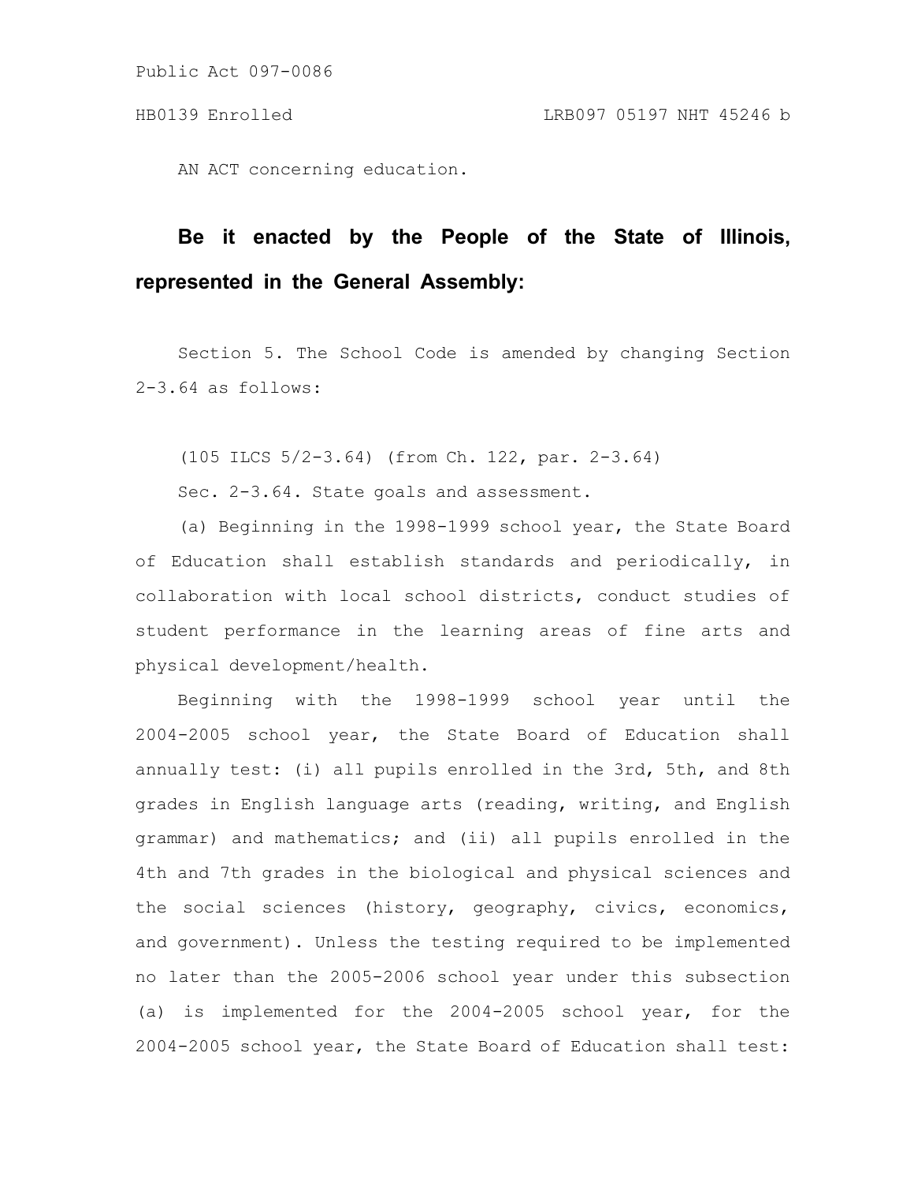Public Act 097-0086

HB0139 Enrolled LRB097 05197 NHT 45246 b

AN ACT concerning education.

**Be it enacted by the People of the State of Illinois, represented in the General Assembly:**

Section 5. The School Code is amended by changing Section 2-3.64 as follows:

(105 ILCS 5/2-3.64) (from Ch. 122, par. 2-3.64)

Sec. 2-3.64. State goals and assessment.

(a) Beginning in the 1998-1999 school year, the State Board of Education shall establish standards and periodically, in collaboration with local school districts, conduct studies of student performance in the learning areas of fine arts and physical development/health.

Beginning with the 1998-1999 school year until the 2004-2005 school year, the State Board of Education shall annually test: (i) all pupils enrolled in the 3rd, 5th, and 8th grades in English language arts (reading, writing, and English grammar) and mathematics; and (ii) all pupils enrolled in the 4th and 7th grades in the biological and physical sciences and the social sciences (history, geography, civics, economics, and government). Unless the testing required to be implemented no later than the 2005-2006 school year under this subsection (a) is implemented for the 2004-2005 school year, for the 2004-2005 school year, the State Board of Education shall test: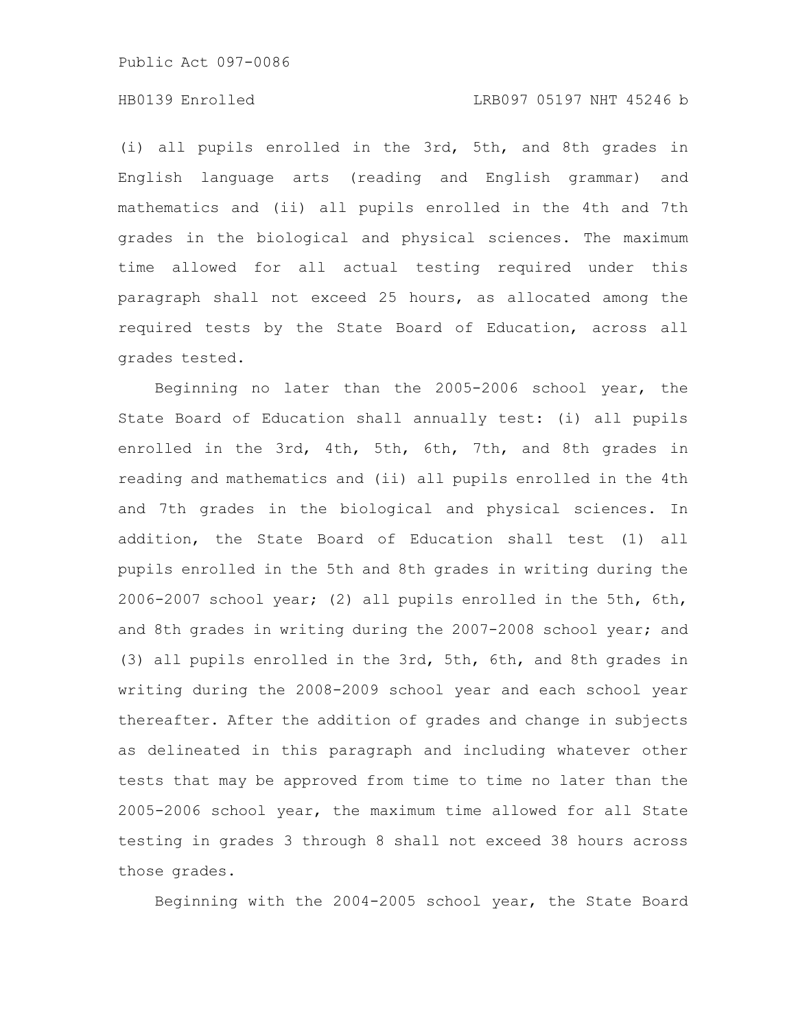(i) all pupils enrolled in the 3rd, 5th, and 8th grades in English language arts (reading and English grammar) and mathematics and (ii) all pupils enrolled in the 4th and 7th grades in the biological and physical sciences. The maximum time allowed for all actual testing required under this paragraph shall not exceed 25 hours, as allocated among the required tests by the State Board of Education, across all grades tested.

Beginning no later than the 2005-2006 school year, the State Board of Education shall annually test: (i) all pupils enrolled in the 3rd, 4th, 5th, 6th, 7th, and 8th grades in reading and mathematics and (ii) all pupils enrolled in the 4th and 7th grades in the biological and physical sciences. In addition, the State Board of Education shall test (1) all pupils enrolled in the 5th and 8th grades in writing during the 2006-2007 school year; (2) all pupils enrolled in the 5th, 6th, and 8th grades in writing during the 2007-2008 school year; and (3) all pupils enrolled in the 3rd, 5th, 6th, and 8th grades in writing during the 2008-2009 school year and each school year thereafter. After the addition of grades and change in subjects as delineated in this paragraph and including whatever other tests that may be approved from time to time no later than the 2005-2006 school year, the maximum time allowed for all State testing in grades 3 through 8 shall not exceed 38 hours across those grades.

Beginning with the 2004-2005 school year, the State Board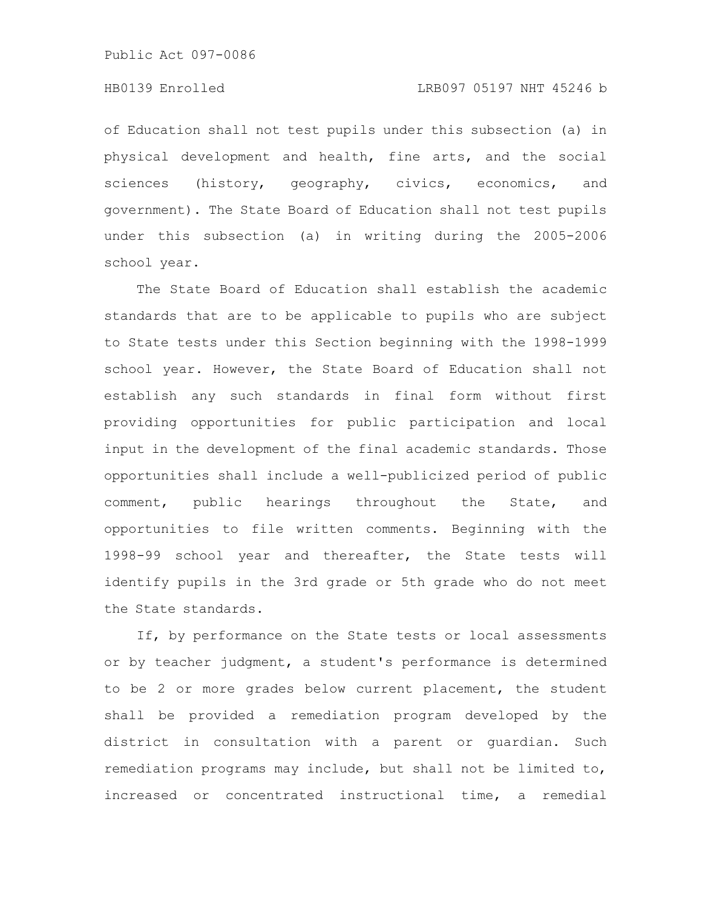of Education shall not test pupils under this subsection (a) in physical development and health, fine arts, and the social sciences (history, geography, civics, economics, and government). The State Board of Education shall not test pupils under this subsection (a) in writing during the 2005-2006 school year.

The State Board of Education shall establish the academic standards that are to be applicable to pupils who are subject to State tests under this Section beginning with the 1998-1999 school year. However, the State Board of Education shall not establish any such standards in final form without first providing opportunities for public participation and local input in the development of the final academic standards. Those opportunities shall include a well-publicized period of public comment, public hearings throughout the State, and opportunities to file written comments. Beginning with the 1998-99 school year and thereafter, the State tests will identify pupils in the 3rd grade or 5th grade who do not meet the State standards.

If, by performance on the State tests or local assessments or by teacher judgment, a student's performance is determined to be 2 or more grades below current placement, the student shall be provided a remediation program developed by the district in consultation with a parent or guardian. Such remediation programs may include, but shall not be limited to, increased or concentrated instructional time, a remedial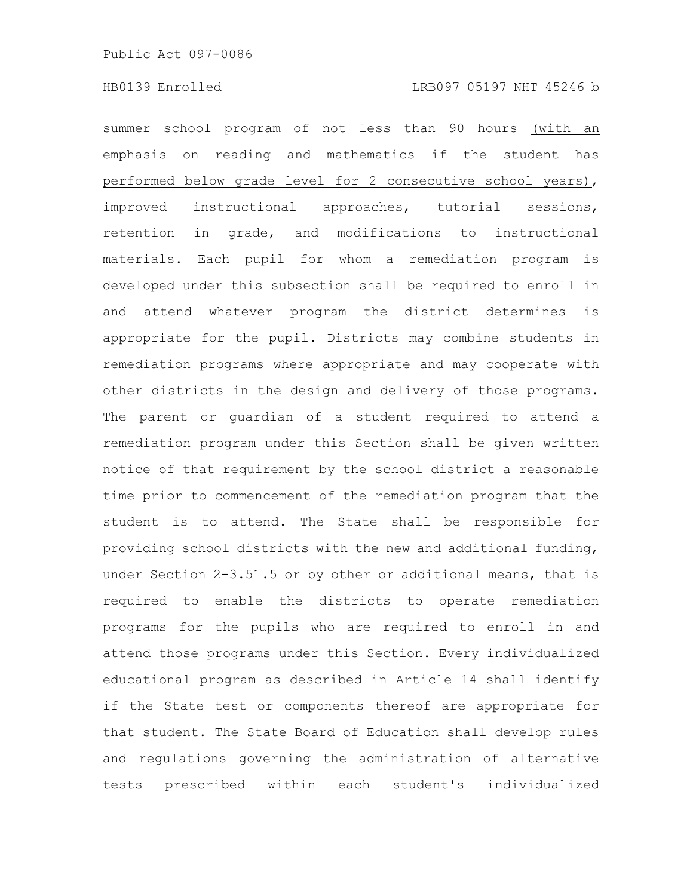summer school program of not less than 90 hours <u>(with an emphasis on reading and mathematics if the student has performed below grade level for 2 consecutive school years)</u>, improved instructional approaches, tutorial sessions, retention in grade, and modifications to instructional materials. Each pupil for whom a remediation program is developed under this subsection shall be required to enroll in and attend whatever program the district determines is appropriate for the pupil. Districts may combine students in remediation programs where appropriate and may cooperate with other districts in the design and delivery of those programs. The parent or guardian of a student required to attend a remediation program under this Section shall be given written notice of that requirement by the school district a reasonable time prior to commencement of the remediation program that the student is to attend. The State shall be responsible for providing school districts with the new and additional funding, under Section 2-3.51.5 or by other or additional means, that is required to enable the districts to operate remediation programs for the pupils who are required to enroll in and attend those programs under this Section. Every individualized educational program as described in Article 14 shall identify if the State test or components thereof are appropriate for that student. The State Board of Education shall develop rules and regulations governing the administration of alternative tests prescribed within each student's individualized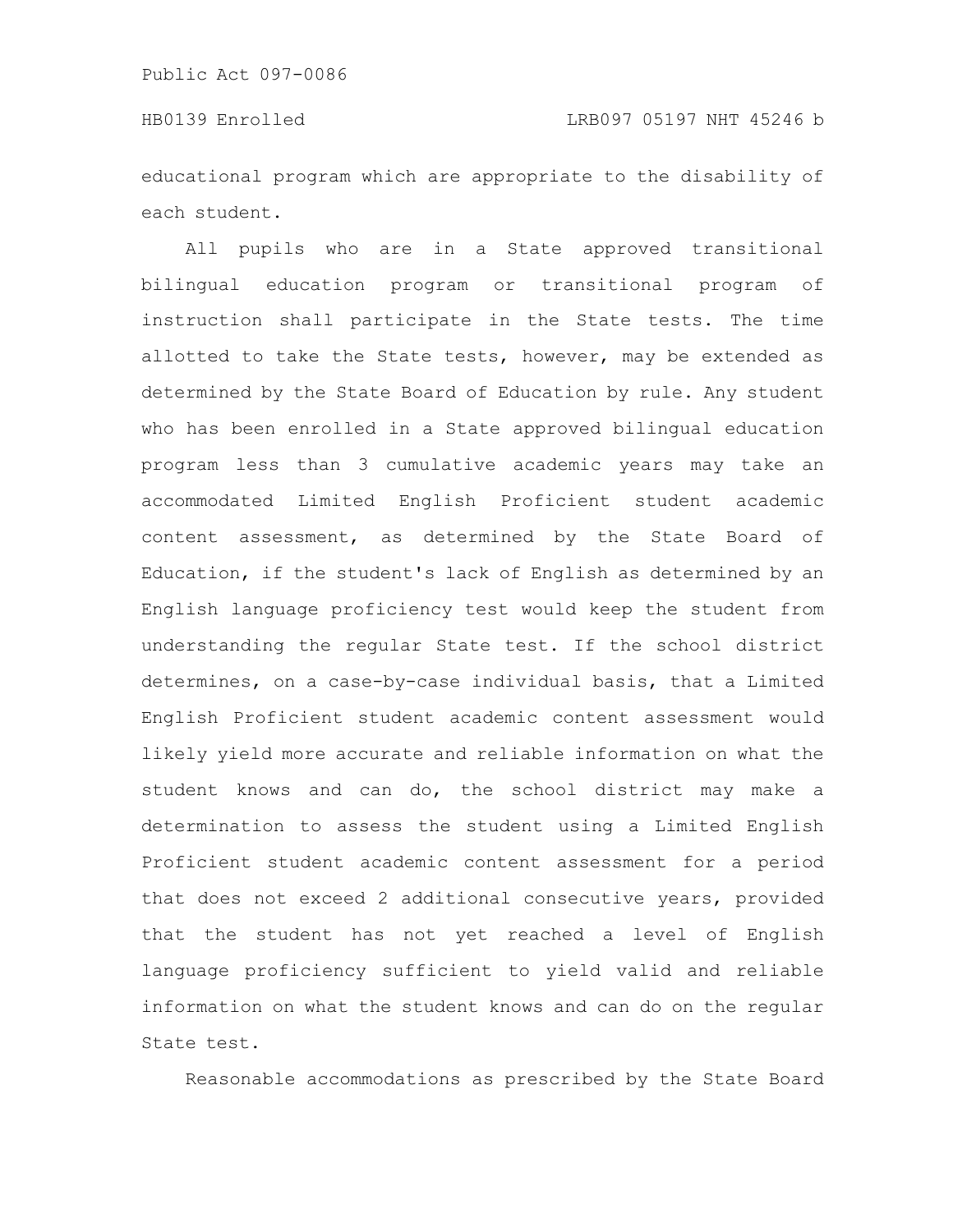educational program which are appropriate to the disability of each student.

All pupils who are in a State approved transitional bilingual education program or transitional program of instruction shall participate in the State tests. The time allotted to take the State tests, however, may be extended as determined by the State Board of Education by rule. Any student who has been enrolled in a State approved bilingual education program less than 3 cumulative academic years may take an accommodated Limited English Proficient student academic content assessment, as determined by the State Board of Education, if the student's lack of English as determined by an English language proficiency test would keep the student from understanding the regular State test. If the school district determines, on a case-by-case individual basis, that a Limited English Proficient student academic content assessment would likely yield more accurate and reliable information on what the student knows and can do, the school district may make a determination to assess the student using a Limited English Proficient student academic content assessment for a period that does not exceed 2 additional consecutive years, provided that the student has not yet reached a level of English language proficiency sufficient to yield valid and reliable information on what the student knows and can do on the regular State test.

Reasonable accommodations as prescribed by the State Board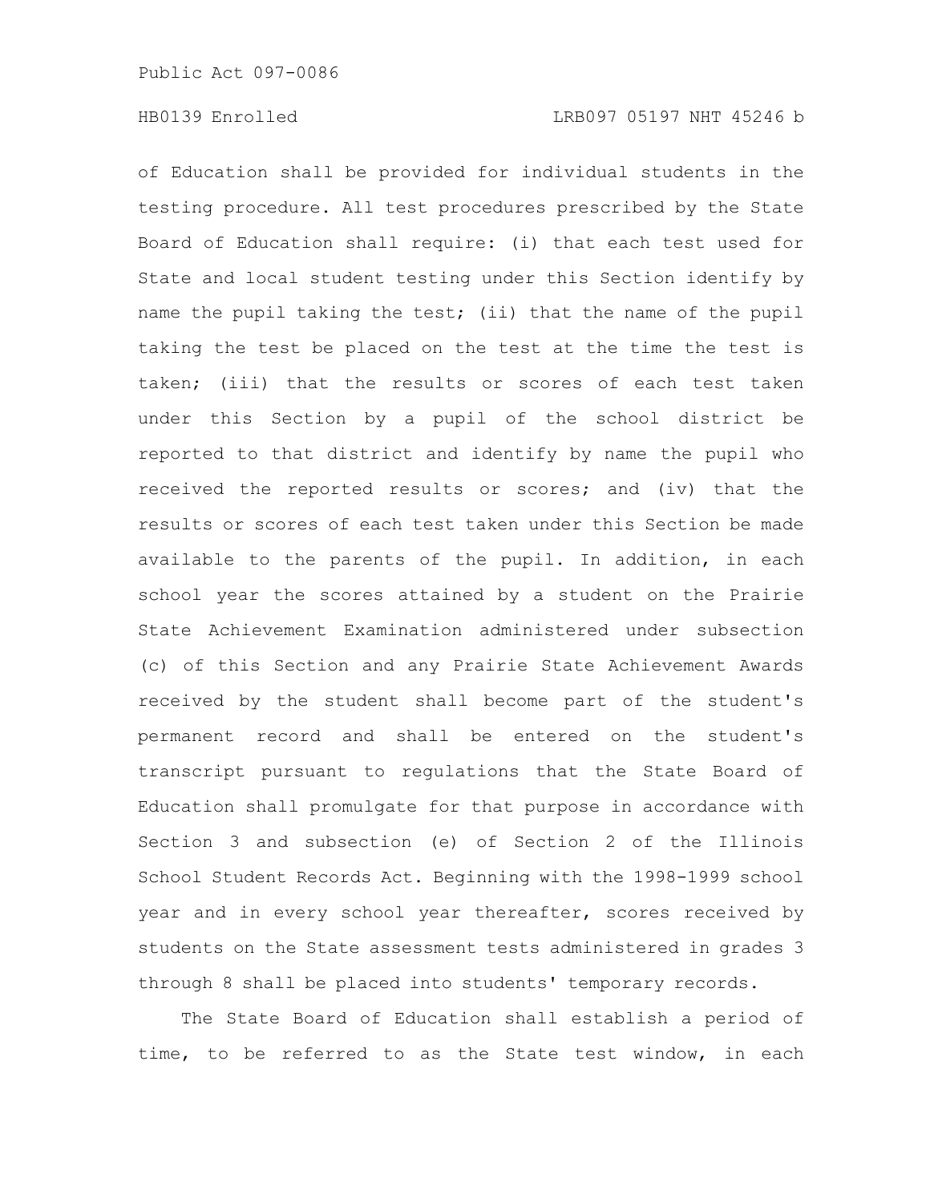of Education shall be provided for individual students in the testing procedure. All test procedures prescribed by the State Board of Education shall require: (i) that each test used for State and local student testing under this Section identify by name the pupil taking the test; (ii) that the name of the pupil taking the test be placed on the test at the time the test is taken; (iii) that the results or scores of each test taken under this Section by a pupil of the school district be reported to that district and identify by name the pupil who received the reported results or scores; and (iv) that the results or scores of each test taken under this Section be made available to the parents of the pupil. In addition, in each school year the scores attained by a student on the Prairie State Achievement Examination administered under subsection (c) of this Section and any Prairie State Achievement Awards received by the student shall become part of the student's permanent record and shall be entered on the student's transcript pursuant to regulations that the State Board of Education shall promulgate for that purpose in accordance with Section 3 and subsection (e) of Section 2 of the Illinois School Student Records Act. Beginning with the 1998-1999 school year and in every school year thereafter, scores received by students on the State assessment tests administered in grades 3 through 8 shall be placed into students' temporary records.

The State Board of Education shall establish a period of time, to be referred to as the State test window, in each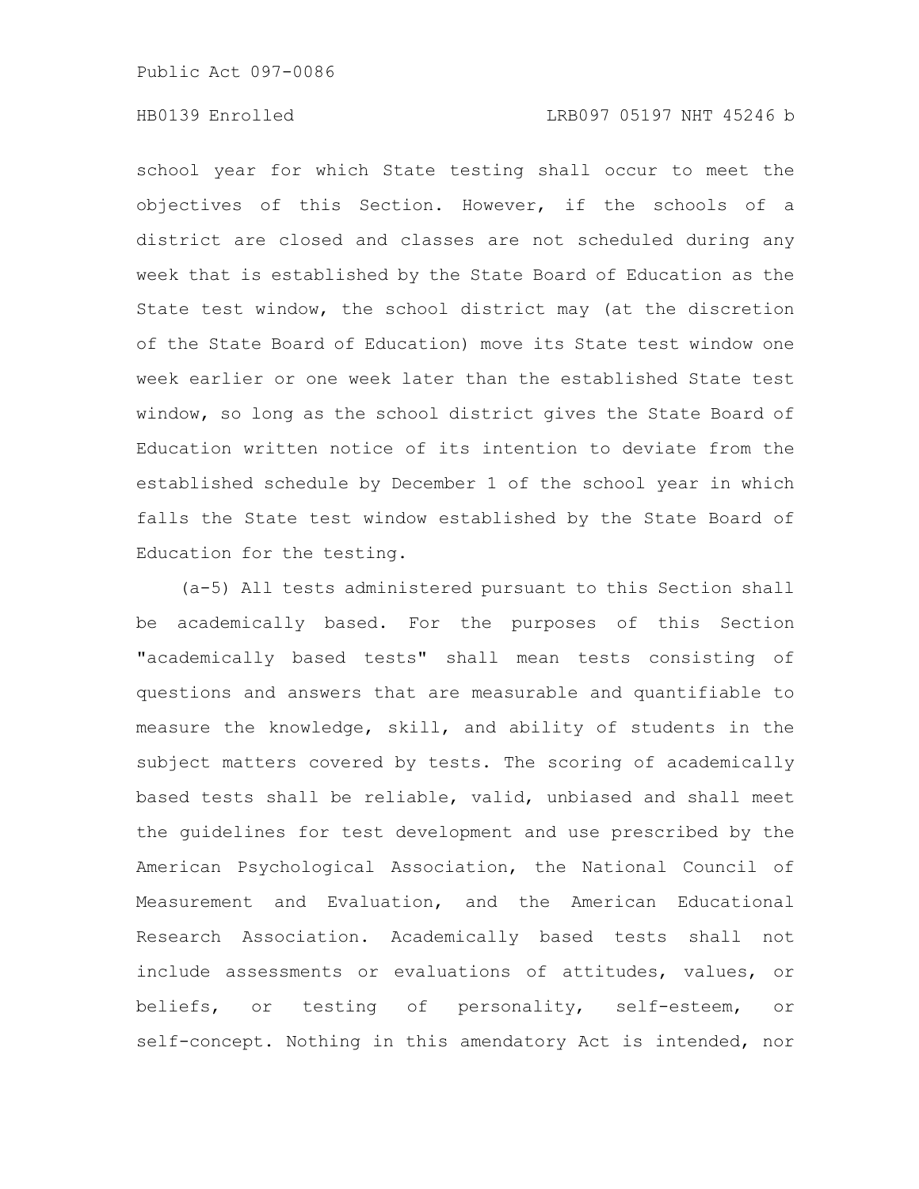school year for which State testing shall occur to meet the objectives of this Section. However, if the schools of a district are closed and classes are not scheduled during any week that is established by the State Board of Education as the State test window, the school district may (at the discretion of the State Board of Education) move its State test window one week earlier or one week later than the established State test window, so long as the school district gives the State Board of Education written notice of its intention to deviate from the established schedule by December 1 of the school year in which falls the State test window established by the State Board of Education for the testing.

(a-5) All tests administered pursuant to this Section shall be academically based. For the purposes of this Section "academically based tests" shall mean tests consisting of questions and answers that are measurable and quantifiable to measure the knowledge, skill, and ability of students in the subject matters covered by tests. The scoring of academically based tests shall be reliable, valid, unbiased and shall meet the guidelines for test development and use prescribed by the American Psychological Association, the National Council of Measurement and Evaluation, and the American Educational Research Association. Academically based tests shall not include assessments or evaluations of attitudes, values, or beliefs, or testing of personality, self-esteem, or self-concept. Nothing in this amendatory Act is intended, nor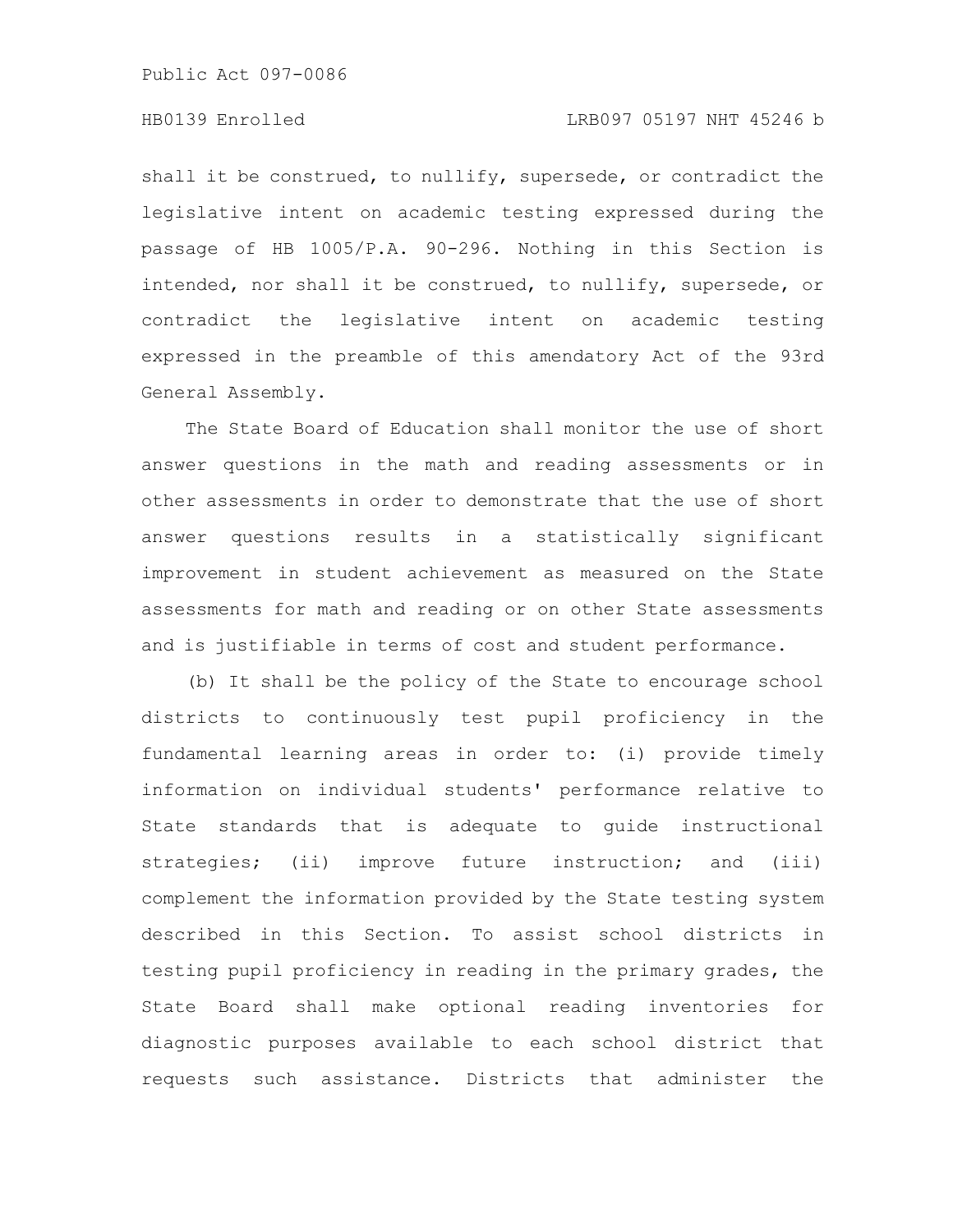shall it be construed, to nullify, supersede, or contradict the legislative intent on academic testing expressed during the passage of HB 1005/P.A. 90-296. Nothing in this Section is intended, nor shall it be construed, to nullify, supersede, or contradict the legislative intent on academic testing expressed in the preamble of this amendatory Act of the 93rd General Assembly.

The State Board of Education shall monitor the use of short answer questions in the math and reading assessments or in other assessments in order to demonstrate that the use of short answer questions results in a statistically significant improvement in student achievement as measured on the State assessments for math and reading or on other State assessments and is justifiable in terms of cost and student performance.

(b) It shall be the policy of the State to encourage school districts to continuously test pupil proficiency in the fundamental learning areas in order to: (i) provide timely information on individual students' performance relative to State standards that is adequate to guide instructional strategies; (ii) improve future instruction; and (iii) complement the information provided by the State testing system described in this Section. To assist school districts in testing pupil proficiency in reading in the primary grades, the State Board shall make optional reading inventories for diagnostic purposes available to each school district that requests such assistance. Districts that administer the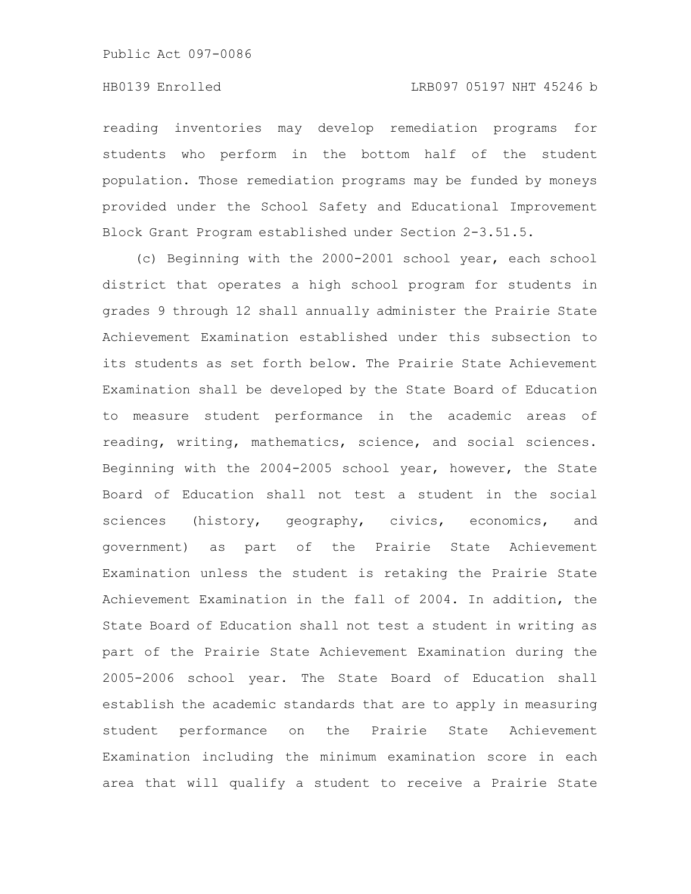reading inventories may develop remediation programs for students who perform in the bottom half of the student population. Those remediation programs may be funded by moneys provided under the School Safety and Educational Improvement Block Grant Program established under Section 2-3.51.5.

(c) Beginning with the 2000-2001 school year, each school district that operates a high school program for students in grades 9 through 12 shall annually administer the Prairie State Achievement Examination established under this subsection to its students as set forth below. The Prairie State Achievement Examination shall be developed by the State Board of Education to measure student performance in the academic areas of reading, writing, mathematics, science, and social sciences. Beginning with the 2004-2005 school year, however, the State Board of Education shall not test a student in the social sciences (history, geography, civics, economics, and government) as part of the Prairie State Achievement Examination unless the student is retaking the Prairie State Achievement Examination in the fall of 2004. In addition, the State Board of Education shall not test a student in writing as part of the Prairie State Achievement Examination during the 2005-2006 school year. The State Board of Education shall establish the academic standards that are to apply in measuring student performance on the Prairie State Achievement Examination including the minimum examination score in each area that will qualify a student to receive a Prairie State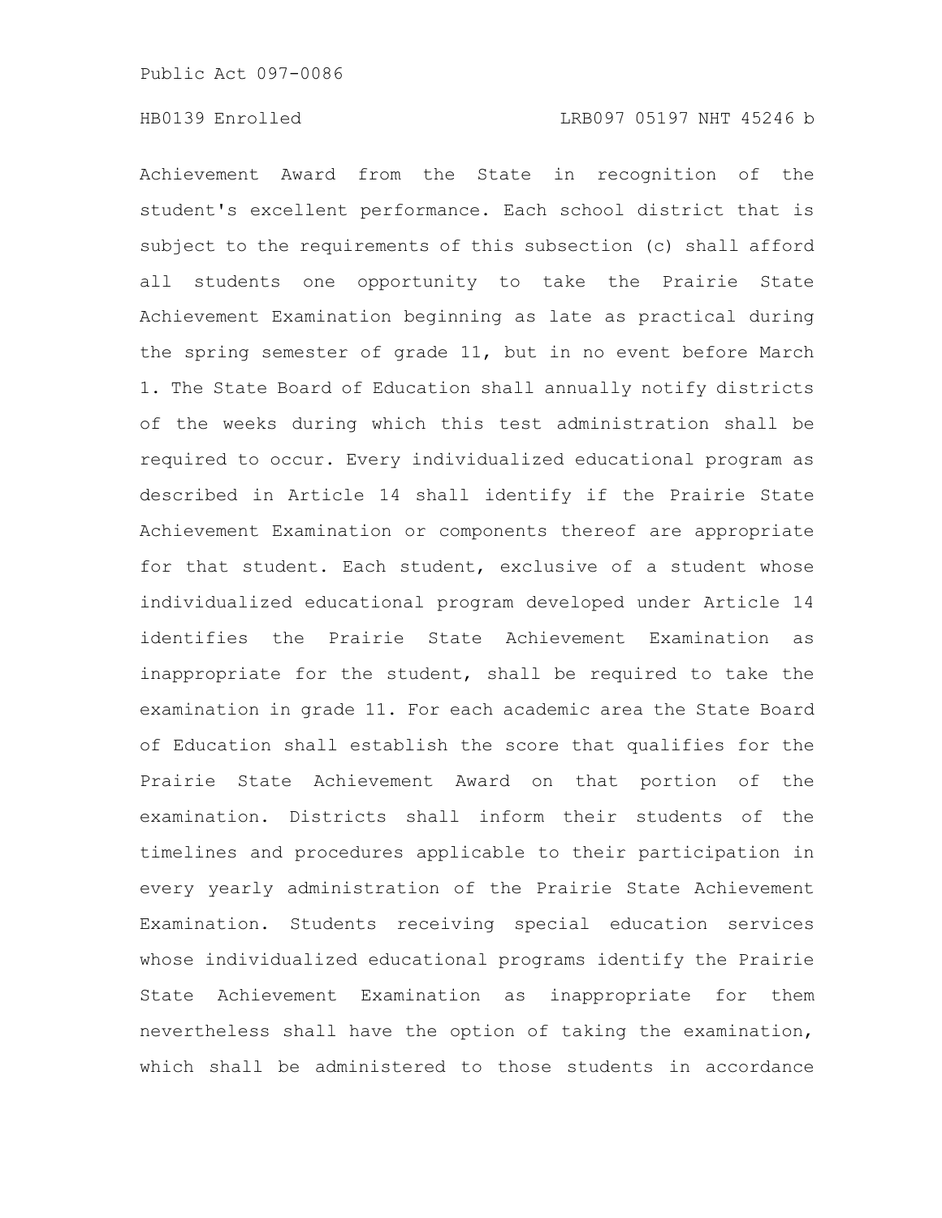Achievement Award from the State in recognition of the student's excellent performance. Each school district that is subject to the requirements of this subsection (c) shall afford all students one opportunity to take the Prairie State Achievement Examination beginning as late as practical during the spring semester of grade 11, but in no event before March 1. The State Board of Education shall annually notify districts of the weeks during which this test administration shall be required to occur. Every individualized educational program as described in Article 14 shall identify if the Prairie State Achievement Examination or components thereof are appropriate for that student. Each student, exclusive of a student whose individualized educational program developed under Article 14 identifies the Prairie State Achievement Examination as inappropriate for the student, shall be required to take the examination in grade 11. For each academic area the State Board of Education shall establish the score that qualifies for the Prairie State Achievement Award on that portion of the examination. Districts shall inform their students of the timelines and procedures applicable to their participation in every yearly administration of the Prairie State Achievement Examination. Students receiving special education services whose individualized educational programs identify the Prairie State Achievement Examination as inappropriate for them nevertheless shall have the option of taking the examination, which shall be administered to those students in accordance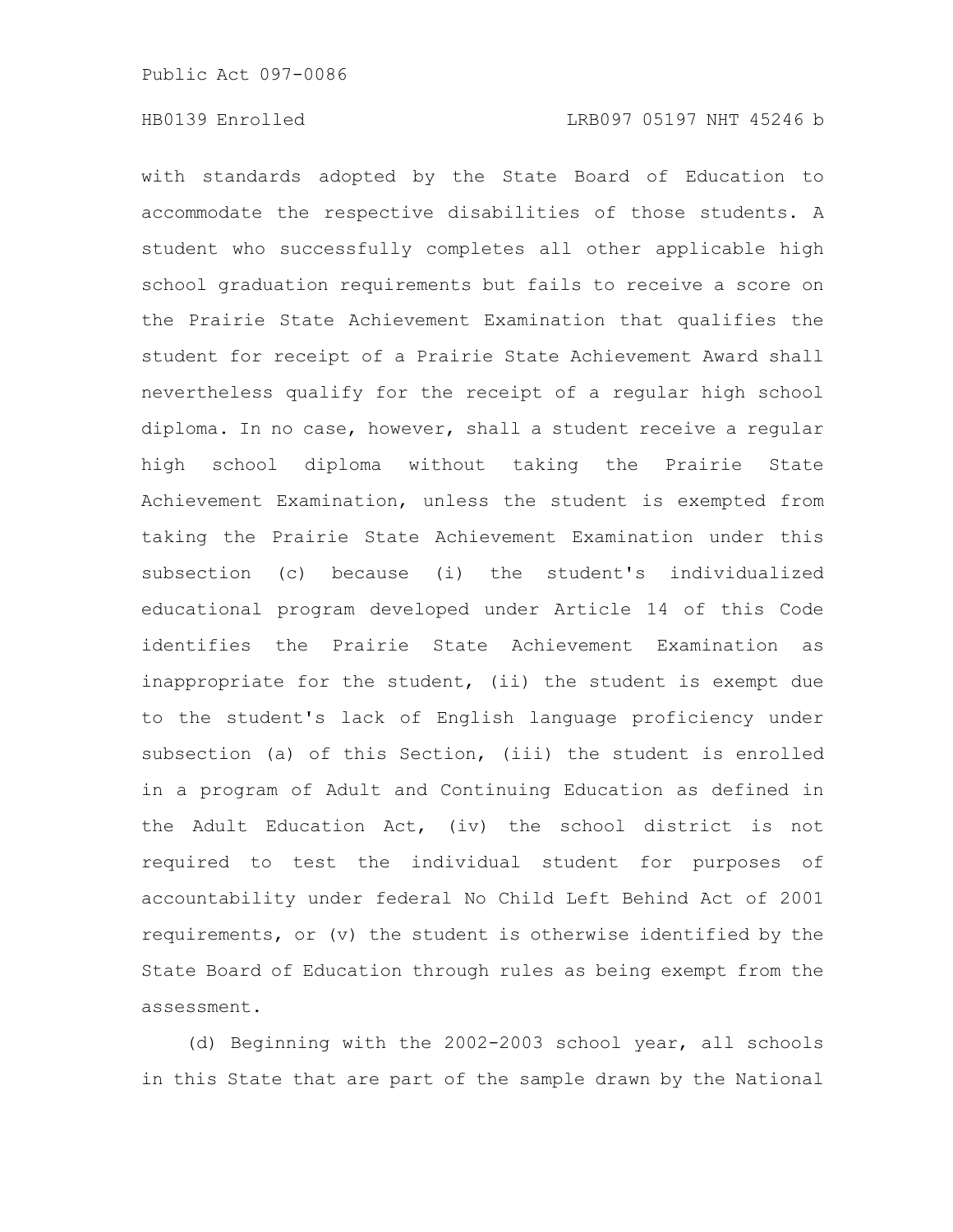with standards adopted by the State Board of Education to accommodate the respective disabilities of those students. A student who successfully completes all other applicable high school graduation requirements but fails to receive a score on the Prairie State Achievement Examination that qualifies the student for receipt of a Prairie State Achievement Award shall nevertheless qualify for the receipt of a regular high school diploma. In no case, however, shall a student receive a regular high school diploma without taking the Prairie State Achievement Examination, unless the student is exempted from taking the Prairie State Achievement Examination under this subsection (c) because (i) the student's individualized educational program developed under Article 14 of this Code identifies the Prairie State Achievement Examination as inappropriate for the student, (ii) the student is exempt due to the student's lack of English language proficiency under subsection (a) of this Section, (iii) the student is enrolled in a program of Adult and Continuing Education as defined in the Adult Education Act, (iv) the school district is not required to test the individual student for purposes of accountability under federal No Child Left Behind Act of 2001 requirements, or (v) the student is otherwise identified by the State Board of Education through rules as being exempt from the assessment.

(d) Beginning with the 2002-2003 school year, all schools in this State that are part of the sample drawn by the National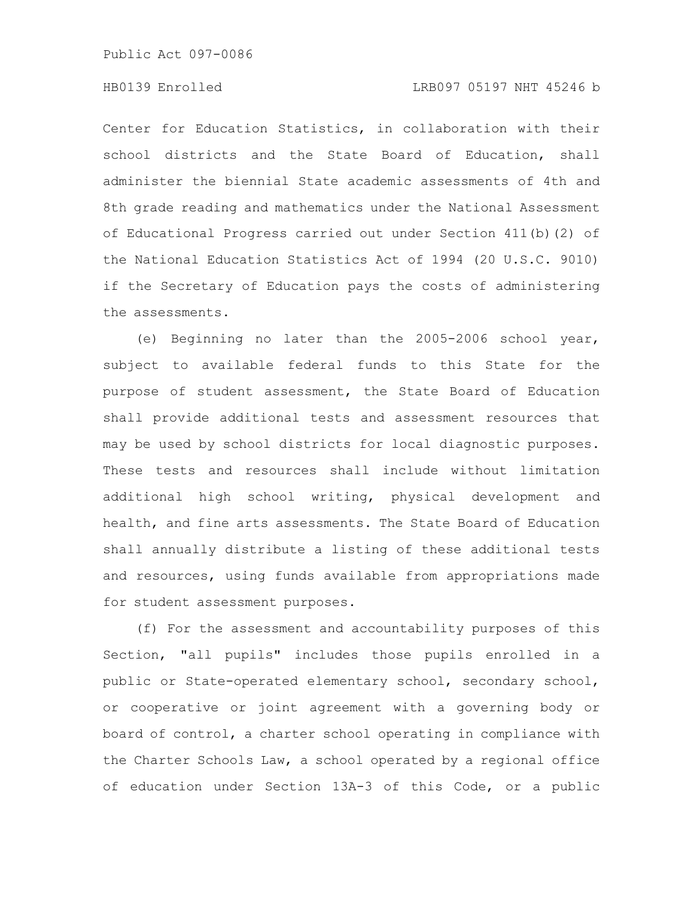Center for Education Statistics, in collaboration with their school districts and the State Board of Education, shall administer the biennial State academic assessments of 4th and 8th grade reading and mathematics under the National Assessment of Educational Progress carried out under Section 411(b)(2) of the National Education Statistics Act of 1994 (20 U.S.C. 9010) if the Secretary of Education pays the costs of administering the assessments.

(e) Beginning no later than the 2005-2006 school year, subject to available federal funds to this State for the purpose of student assessment, the State Board of Education shall provide additional tests and assessment resources that may be used by school districts for local diagnostic purposes. These tests and resources shall include without limitation additional high school writing, physical development and health, and fine arts assessments. The State Board of Education shall annually distribute a listing of these additional tests and resources, using funds available from appropriations made for student assessment purposes.

(f) For the assessment and accountability purposes of this Section, "all pupils" includes those pupils enrolled in a public or State-operated elementary school, secondary school, or cooperative or joint agreement with a governing body or board of control, a charter school operating in compliance with the Charter Schools Law, a school operated by a regional office of education under Section 13A-3 of this Code, or a public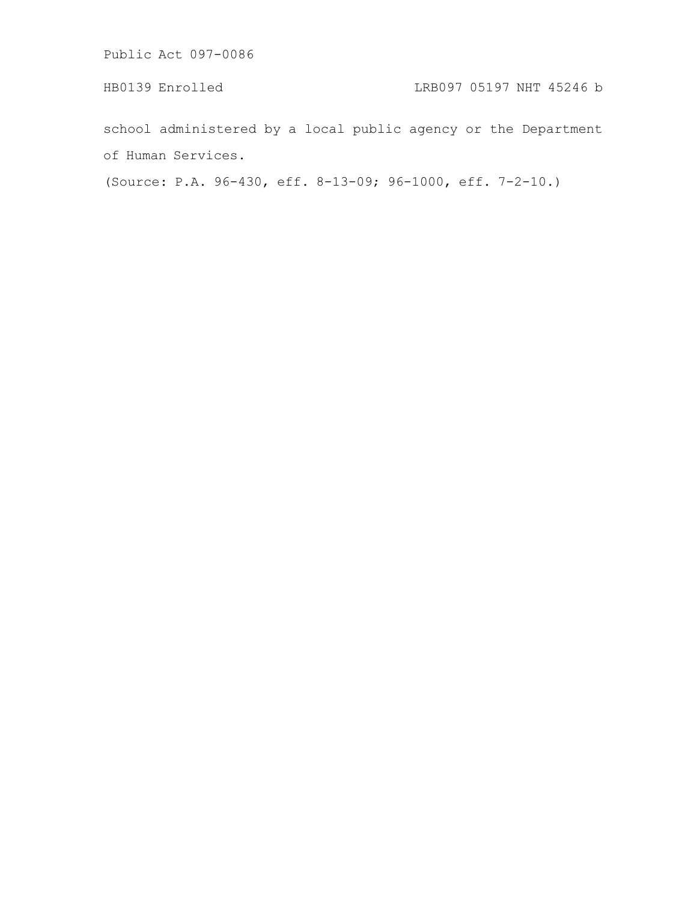school administered by a local public agency or the Department of Human Services.

(Source: P.A. 96-430, eff. 8-13-09; 96-1000, eff. 7-2-10.)